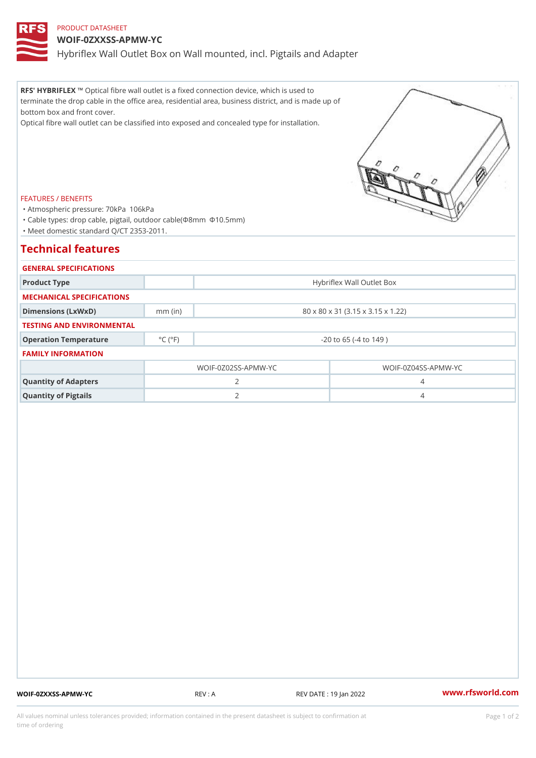PRODUCT DATASHEET

# WOIF-0ZXXSS-APMW-YC

## Hybriflex Wall Outlet Box on Wall mounted, incl. Pigtails and Adapter

**RFS' HYBRIFLEX ™** Optical fibre wall outlet is a fixed connection device, which is used to terminate the drop cable in the office area, residential area, business district, and is made up of bottom box and front cover.
Optical fibre wall outlet can be classified into exposed and concealed type for installation.

FEATURES / BENEFITS

- Atmospheric pressure: 70kPa 106kPa
- Cable types: drop cable, pigtail, outdoor cable(Φ8mm Φ10.5mm)
- Meet domestic standard Q/CT 2353-2011.

# Technical features

GENERAL SPECIFICATIONS

| | | |
|---|---|---|
| **Product Type** | | Hybriflex Wall Outlet Box |

MECHANICAL SPECIFICATIONS

| | | |
|---|---|---|
| **Dimensions (LxWxD)** | mm (in) | 80 x 80 x 31 (3.15 x 3.15 x 1.22) |

TESTING AND ENVIRONMENTAL

| | | |
|---|---|---|
| **Operation Temperature** | °C (°F) | -20 to 65 (-4 to 149 ) |

FAMILY INFORMATION

| | WOIF-0Z02SS-APMW-YC | WOIF-0Z04SS-APMW-YC |
|---|---|---|
| **Quantity of Adapters** | 2 | 4 |
| **Quantity of Pigtails** | 2 | 4 |

WOIF-0ZXXSS-APMW-YC REV : A REV DATE : 19 Jan 2022 www.rfsworld.com

All values nominal unless tolerances provided; information contained in the present datasheet is subject to confirmation at time of ordering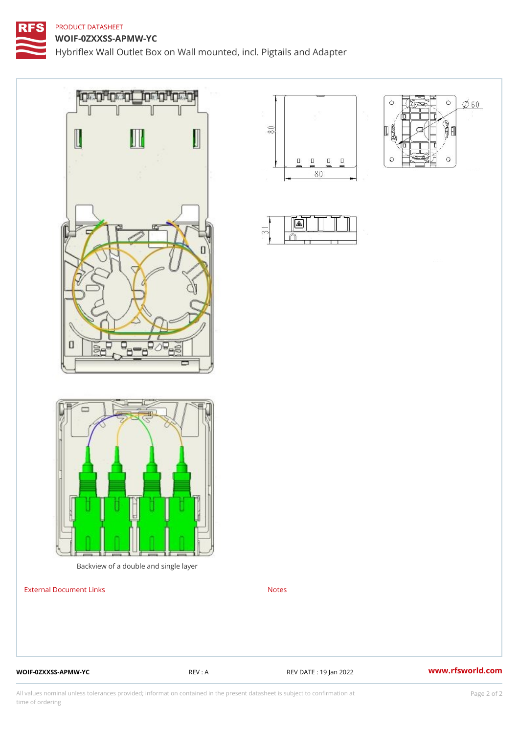PRODUCT DATASHEET

# WOIF-0ZXXSS-APMW-YC

Hybriflex Wall Outlet Box on Wall mounted, incl. Pigtails and Adapter

80

80

Ø60

31

Backview of a double and single layer

External Document Links

Notes

WOIF-0ZXXSS-APMW-YC | REV : A | REV DATE : 19 Jan 2022 | www.rfsworld.com

All values nominal unless tolerances provided; information contained in the present datasheet is subject to confirmation at time of ordering